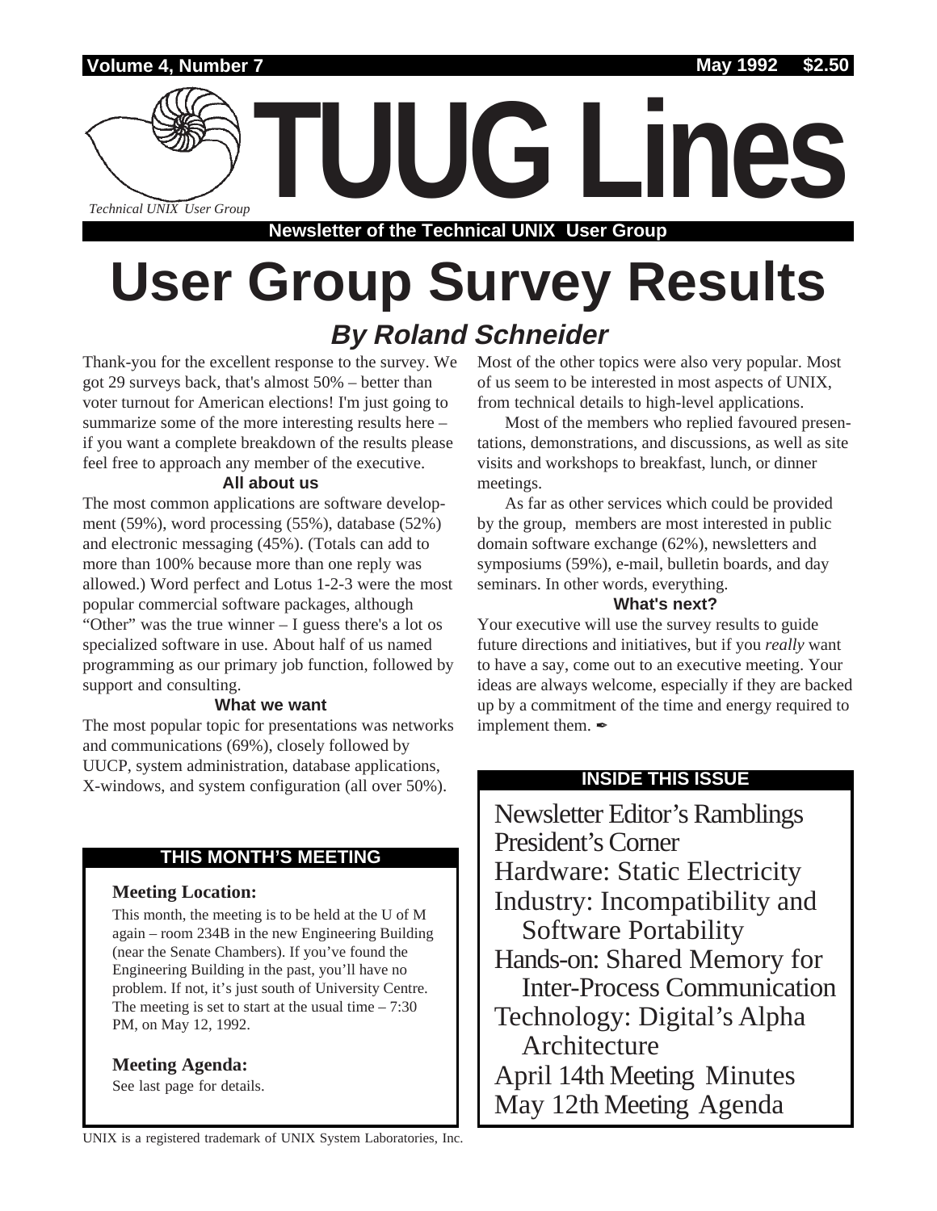# TUUG Lines

Technical UNIX User Group

**Newsletter of the Technical UNIX User Group**

# User Group Survey Results

## *By Roland Schneider*

Thank-you for the excellent response to the survey. We got 29 surveys back, that's almost 50% – better than voter turnout for American elections! I'm just going to summarize some of the more interesting results here – if you want a complete breakdown of the results please feel free to approach any member of the executive.

### All about us

The most common applications are software development (59%), word processing (55%), database (52%) and electronic messaging (45%). (Totals can add to more than 100% because more than one reply was allowed.) Word perfect and Lotus 1-2-3 were the most popular commercial software packages, although "Other" was the true winner – I guess there's a lot os specialized software in use. About half of us named programming as our primary job function, followed by support and consulting.

### What we want

The most popular topic for presentations was networks and communications (69%), closely followed by UUCP, system administration, database applications, X-windows, and system configuration (all over 50%). Most of the other topics were also very popular. Most of us seem to be interested in most aspects of UNIX, from technical details to high-level applications.

Most of the members who replied favoured presentations, demonstrations, and discussions, as well as site visits and workshops to breakfast, lunch, or dinner meetings.

As far as other services which could be provided by the group, members are most interested in public domain software exchange (62%), newsletters and symposiums (59%), e-mail, bulletin boards, and day seminars. In other words, everything.

### What's next?

Your executive will use the survey results to guide future directions and initiatives, but if you *really* want to have a say, come out to an executive meeting. Your ideas are always welcome, especially if they are backed up by a commitment of the time and energy required to implement them. ✒

---

### THIS MONTH'S MEETING

**Meeting Location:**

This month, the meeting is to be held at the U of M again – room 234B in the new Engineering Building (near the Senate Chambers). If you've found the Engineering Building in the past, you'll have no problem. If not, it's just south of University Centre. The meeting is set to start at the usual time – 7:30 PM, on May 12, 1992.

**Meeting Agenda:**

See last page for details.

---

### INSIDE THIS ISSUE

- Newsletter Editor's Ramblings
- President's Corner
- Hardware: Static Electricity
- Industry: Incompatibility and Software Portability
- Hands-on: Shared Memory for Inter-Process Communication
- Technology: Digital's Alpha Architecture
- April 14th Meeting Minutes
- May 12th Meeting Agenda

---

UNIX is a registered trademark of UNIX System Laboratories, Inc.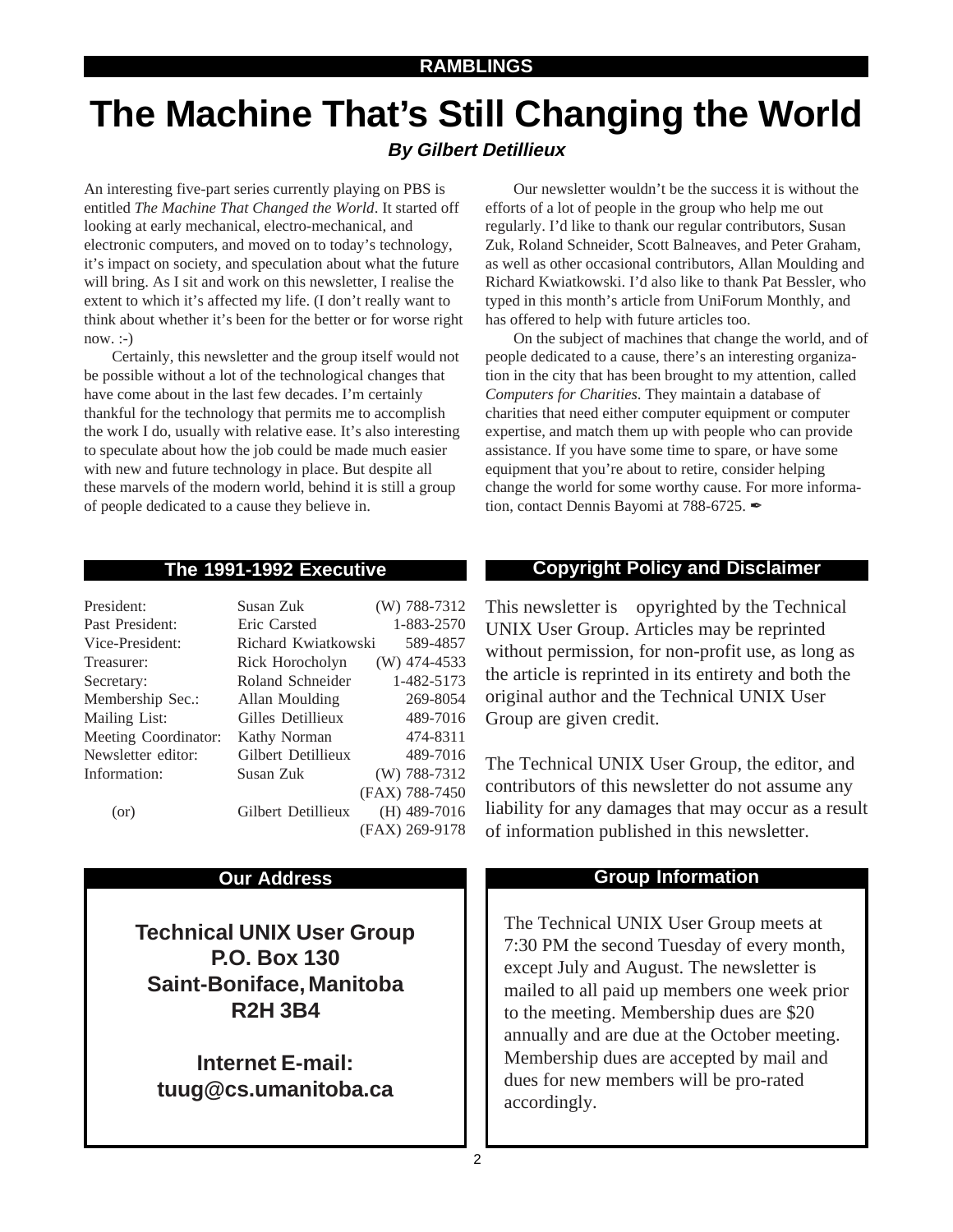RAMBLINGS

# The Machine That's Still Changing the World

***By Gilbert Detillieux***

An interesting five-part series currently playing on PBS is entitled *The Machine That Changed the World*. It started off looking at early mechanical, electro-mechanical, and electronic computers, and moved on to today's technology, it's impact on society, and speculation about what the future will bring. As I sit and work on this newsletter, I realise the extent to which it's affected my life. (I don't really want to think about whether it's been for the better or for worse right now. :-)

Certainly, this newsletter and the group itself would not be possible without a lot of the technological changes that have come about in the last few decades. I'm certainly thankful for the technology that permits me to accomplish the work I do, usually with relative ease. It's also interesting to speculate about how the job could be made much easier with new and future technology in place. But despite all these marvels of the modern world, behind it is still a group of people dedicated to a cause they believe in.

Our newsletter wouldn't be the success it is without the efforts of a lot of people in the group who help me out regularly. I'd like to thank our regular contributors, Susan Zuk, Roland Schneider, Scott Balneaves, and Peter Graham, as well as other occasional contributors, Allan Moulding and Richard Kwiatkowski. I'd also like to thank Pat Bessler, who typed in this month's article from UniForum Monthly, and has offered to help with future articles too.

On the subject of machines that change the world, and of people dedicated to a cause, there's an interesting organization in the city that has been brought to my attention, called *Computers for Charities*. They maintain a database of charities that need either computer equipment or computer expertise, and match them up with people who can provide assistance. If you have some time to spare, or have some equipment that you're about to retire, consider helping change the world for some worthy cause. For more information, contact Dennis Bayomi at 788-6725. ✒

## The 1991-1992 Executive

| | | |
|---|---|---|
| President: | Susan Zuk | (W) 788-7312 |
| Past President: | Eric Carsted | 1-883-2570 |
| Vice-President: | Richard Kwiatkowski | 589-4857 |
| Treasurer: | Rick Horocholyn | (W) 474-4533 |
| Secretary: | Roland Schneider | 1-482-5173 |
| Membership Sec.: | Allan Moulding | 269-8054 |
| Mailing List: | Gilles Detillieux | 489-7016 |
| Meeting Coordinator: | Kathy Norman | 474-8311 |
| Newsletter editor: | Gilbert Detillieux | 489-7016 |
| Information: | Susan Zuk | (W) 788-7312 |
| | | (FAX) 788-7450 |
| (or) | Gilbert Detillieux | (H) 489-7016 |
| | | (FAX) 269-9178 |

## Copyright Policy and Disclaimer

This newsletter is opyrighted by the Technical UNIX User Group. Articles may be reprinted without permission, for non-profit use, as long as the article is reprinted in its entirety and both the original author and the Technical UNIX User Group are given credit.

The Technical UNIX User Group, the editor, and contributors of this newsletter do not assume any liability for any damages that may occur as a result of information published in this newsletter.

## Our Address

**Technical UNIX User Group**
**P.O. Box 130**
**Saint-Boniface, Manitoba**
**R2H 3B4**

**Internet E-mail:**
**tuug@cs.umanitoba.ca**

## Group Information

The Technical UNIX User Group meets at 7:30 PM the second Tuesday of every month, except July and August. The newsletter is mailed to all paid up members one week prior to the meeting. Membership dues are $20 annually and are due at the October meeting. Membership dues are accepted by mail and dues for new members will be pro-rated accordingly.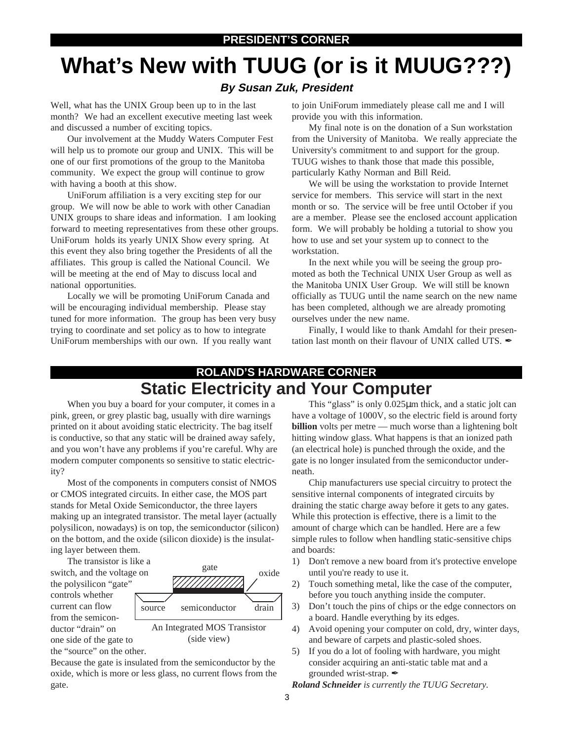PRESIDENT'S CORNER

# What's New with TUUG (or is it MUUG???)

***By Susan Zuk, President***

Well, what has the UNIX Group been up to in the last month? We had an excellent executive meeting last week and discussed a number of exciting topics.

Our involvement at the Muddy Waters Computer Fest will help us to promote our group and UNIX. This will be one of our first promotions of the group to the Manitoba community. We expect the group will continue to grow with having a booth at this show.

UniForum affiliation is a very exciting step for our group. We will now be able to work with other Canadian UNIX groups to share ideas and information. I am looking forward to meeting representatives from these other groups. UniForum holds its yearly UNIX Show every spring. At this event they also bring together the Presidents of all the affiliates. This group is called the National Council. We will be meeting at the end of May to discuss local and national opportunities.

Locally we will be promoting UniForum Canada and will be encouraging individual membership. Please stay tuned for more information. The group has been very busy trying to coordinate and set policy as to how to integrate UniForum memberships with our own. If you really want to join UniForum immediately please call me and I will provide you with this information.

My final note is on the donation of a Sun workstation from the University of Manitoba. We really appreciate the University's commitment to and support for the group. TUUG wishes to thank those that made this possible, particularly Kathy Norman and Bill Reid.

We will be using the workstation to provide Internet service for members. This service will start in the next month or so. The service will be free until October if you are a member. Please see the enclosed account application form. We will probably be holding a tutorial to show you how to use and set your system up to connect to the workstation.

In the next while you will be seeing the group promoted as both the Technical UNIX User Group as well as the Manitoba UNIX User Group. We will still be known officially as TUUG until the name search on the new name has been completed, although we are already promoting ourselves under the new name.

Finally, I would like to thank Amdahl for their presentation last month on their flavour of UNIX called UTS. ✒

ROLAND'S HARDWARE CORNER

# Static Electricity and Your Computer

When you buy a board for your computer, it comes in a pink, green, or grey plastic bag, usually with dire warnings printed on it about avoiding static electricity. The bag itself is conductive, so that any static will be drained away safely, and you won't have any problems if you're careful. Why are modern computer components so sensitive to static electricity?

Most of the components in computers consist of NMOS or CMOS integrated circuits. In either case, the MOS part stands for Metal Oxide Semiconductor, the three layers making up an integrated transistor. The metal layer (actually polysilicon, nowadays) is on top, the semiconductor (silicon) on the bottom, and the oxide (silicon dioxide) is the insulating layer between them.

The transistor is like a switch, and the voltage on the polysilicon "gate" controls whether current can flow from the semiconductor "drain" on one side of the gate to the "source" on the other.

gate / oxide / source / semiconductor / drain

An Integrated MOS Transistor (side view)

Because the gate is insulated from the semiconductor by the oxide, which is more or less glass, no current flows from the gate.

This "glass" is only 0.025µm thick, and a static jolt can have a voltage of 1000V, so the electric field is around forty **billion** volts per metre — much worse than a lightening bolt hitting window glass. What happens is that an ionized path (an electrical hole) is punched through the oxide, and the gate is no longer insulated from the semiconductor underneath.

Chip manufacturers use special circuitry to protect the sensitive internal components of integrated circuits by draining the static charge away before it gets to any gates. While this protection is effective, there is a limit to the amount of charge which can be handled. Here are a few simple rules to follow when handling static-sensitive chips and boards:

1) Don't remove a new board from it's protective envelope until you're ready to use it.
2) Touch something metal, like the case of the computer, before you touch anything inside the computer.
3) Don't touch the pins of chips or the edge connectors on a board. Handle everything by its edges.
4) Avoid opening your computer on cold, dry, winter days, and beware of carpets and plastic-soled shoes.
5) If you do a lot of fooling with hardware, you might consider acquiring an anti-static table mat and a grounded wrist-strap. ✒

***Roland Schneider** is currently the TUUG Secretary.*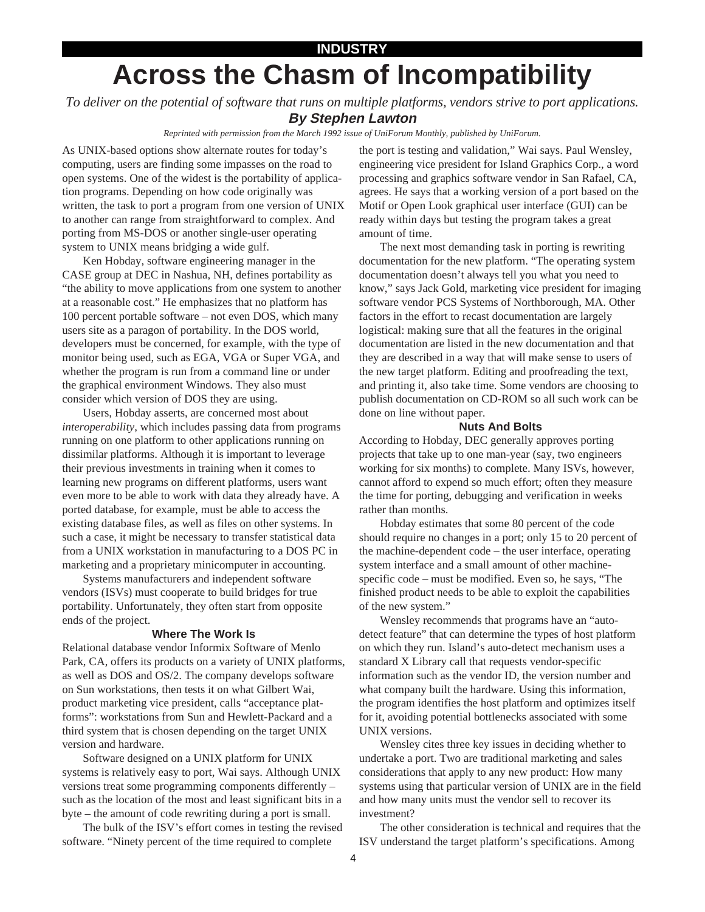INDUSTRY

# Across the Chasm of Incompatibility

*To deliver on the potential of software that runs on multiple platforms, vendors strive to port applications.*

***By Stephen Lawton***

*Reprinted with permission from the March 1992 issue of UniForum Monthly, published by UniForum.*

As UNIX-based options show alternate routes for today's computing, users are finding some impasses on the road to open systems. One of the widest is the portability of application programs. Depending on how code originally was written, the task to port a program from one version of UNIX to another can range from straightforward to complex. And porting from MS-DOS or another single-user operating system to UNIX means bridging a wide gulf.

Ken Hobday, software engineering manager in the CASE group at DEC in Nashua, NH, defines portability as "the ability to move applications from one system to another at a reasonable cost." He emphasizes that no platform has 100 percent portable software – not even DOS, which many users site as a paragon of portability. In the DOS world, developers must be concerned, for example, with the type of monitor being used, such as EGA, VGA or Super VGA, and whether the program is run from a command line or under the graphical environment Windows. They also must consider which version of DOS they are using.

Users, Hobday asserts, are concerned most about *interoperability*, which includes passing data from programs running on one platform to other applications running on dissimilar platforms. Although it is important to leverage their previous investments in training when it comes to learning new programs on different platforms, users want even more to be able to work with data they already have. A ported database, for example, must be able to access the existing database files, as well as files on other systems. In such a case, it might be necessary to transfer statistical data from a UNIX workstation in manufacturing to a DOS PC in marketing and a proprietary minicomputer in accounting.

Systems manufacturers and independent software vendors (ISVs) must cooperate to build bridges for true portability. Unfortunately, they often start from opposite ends of the project.

### Where The Work Is

Relational database vendor Informix Software of Menlo Park, CA, offers its products on a variety of UNIX platforms, as well as DOS and OS/2. The company develops software on Sun workstations, then tests it on what Gilbert Wai, product marketing vice president, calls "acceptance platforms": workstations from Sun and Hewlett-Packard and a third system that is chosen depending on the target UNIX version and hardware.

Software designed on a UNIX platform for UNIX systems is relatively easy to port, Wai says. Although UNIX versions treat some programming components differently – such as the location of the most and least significant bits in a byte – the amount of code rewriting during a port is small.

The bulk of the ISV's effort comes in testing the revised software. "Ninety percent of the time required to complete the port is testing and validation," Wai says. Paul Wensley, engineering vice president for Island Graphics Corp., a word processing and graphics software vendor in San Rafael, CA, agrees. He says that a working version of a port based on the Motif or Open Look graphical user interface (GUI) can be ready within days but testing the program takes a great amount of time.

The next most demanding task in porting is rewriting documentation for the new platform. "The operating system documentation doesn't always tell you what you need to know," says Jack Gold, marketing vice president for imaging software vendor PCS Systems of Northborough, MA. Other factors in the effort to recast documentation are largely logistical: making sure that all the features in the original documentation are listed in the new documentation and that they are described in a way that will make sense to users of the new target platform. Editing and proofreading the text, and printing it, also take time. Some vendors are choosing to publish documentation on CD-ROM so all such work can be done on line without paper.

### Nuts And Bolts

According to Hobday, DEC generally approves porting projects that take up to one man-year (say, two engineers working for six months) to complete. Many ISVs, however, cannot afford to expend so much effort; often they measure the time for porting, debugging and verification in weeks rather than months.

Hobday estimates that some 80 percent of the code should require no changes in a port; only 15 to 20 percent of the machine-dependent code – the user interface, operating system interface and a small amount of other machine-specific code – must be modified. Even so, he says, "The finished product needs to be able to exploit the capabilities of the new system."

Wensley recommends that programs have an "auto-detect feature" that can determine the types of host platform on which they run. Island's auto-detect mechanism uses a standard X Library call that requests vendor-specific information such as the vendor ID, the version number and what company built the hardware. Using this information, the program identifies the host platform and optimizes itself for it, avoiding potential bottlenecks associated with some UNIX versions.

Wensley cites three key issues in deciding whether to undertake a port. Two are traditional marketing and sales considerations that apply to any new product: How many systems using that particular version of UNIX are in the field and how many units must the vendor sell to recover its investment?

The other consideration is technical and requires that the ISV understand the target platform's specifications. Among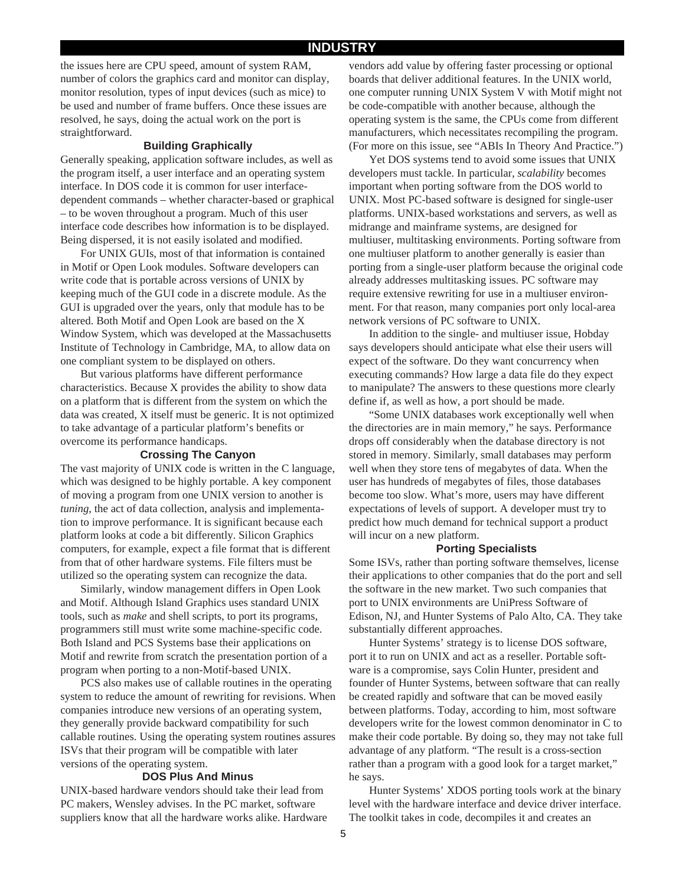the issues here are CPU speed, amount of system RAM, number of colors the graphics card and monitor can display, monitor resolution, types of input devices (such as mice) to be used and number of frame buffers. Once these issues are resolved, he says, doing the actual work on the port is straightforward.

### Building Graphically

Generally speaking, application software includes, as well as the program itself, a user interface and an operating system interface. In DOS code it is common for user interface-dependent commands – whether character-based or graphical – to be woven throughout a program. Much of this user interface code describes how information is to be displayed. Being dispersed, it is not easily isolated and modified.

For UNIX GUIs, most of that information is contained in Motif or Open Look modules. Software developers can write code that is portable across versions of UNIX by keeping much of the GUI code in a discrete module. As the GUI is upgraded over the years, only that module has to be altered. Both Motif and Open Look are based on the X Window System, which was developed at the Massachusetts Institute of Technology in Cambridge, MA, to allow data on one compliant system to be displayed on others.

But various platforms have different performance characteristics. Because X provides the ability to show data on a platform that is different from the system on which the data was created, X itself must be generic. It is not optimized to take advantage of a particular platform's benefits or overcome its performance handicaps.

### Crossing The Canyon

The vast majority of UNIX code is written in the C language, which was designed to be highly portable. A key component of moving a program from one UNIX version to another is *tuning*, the act of data collection, analysis and implementation to improve performance. It is significant because each platform looks at code a bit differently. Silicon Graphics computers, for example, expect a file format that is different from that of other hardware systems. File filters must be utilized so the operating system can recognize the data.

Similarly, window management differs in Open Look and Motif. Although Island Graphics uses standard UNIX tools, such as *make* and shell scripts, to port its programs, programmers still must write some machine-specific code. Both Island and PCS Systems base their applications on Motif and rewrite from scratch the presentation portion of a program when porting to a non-Motif-based UNIX.

PCS also makes use of callable routines in the operating system to reduce the amount of rewriting for revisions. When companies introduce new versions of an operating system, they generally provide backward compatibility for such callable routines. Using the operating system routines assures ISVs that their program will be compatible with later versions of the operating system.

### DOS Plus And Minus

UNIX-based hardware vendors should take their lead from PC makers, Wensley advises. In the PC market, software suppliers know that all the hardware works alike. Hardware vendors add value by offering faster processing or optional boards that deliver additional features. In the UNIX world, one computer running UNIX System V with Motif might not be code-compatible with another because, although the operating system is the same, the CPUs come from different manufacturers, which necessitates recompiling the program. (For more on this issue, see "ABIs In Theory And Practice.")

Yet DOS systems tend to avoid some issues that UNIX developers must tackle. In particular, *scalability* becomes important when porting software from the DOS world to UNIX. Most PC-based software is designed for single-user platforms. UNIX-based workstations and servers, as well as midrange and mainframe systems, are designed for multiuser, multitasking environments. Porting software from one multiuser platform to another generally is easier than porting from a single-user platform because the original code already addresses multitasking issues. PC software may require extensive rewriting for use in a multiuser environment. For that reason, many companies port only local-area network versions of PC software to UNIX.

In addition to the single- and multiuser issue, Hobday says developers should anticipate what else their users will expect of the software. Do they want concurrency when executing commands? How large a data file do they expect to manipulate? The answers to these questions more clearly define if, as well as how, a port should be made.

"Some UNIX databases work exceptionally well when the directories are in main memory," he says. Performance drops off considerably when the database directory is not stored in memory. Similarly, small databases may perform well when they store tens of megabytes of data. When the user has hundreds of megabytes of files, those databases become too slow. What's more, users may have different expectations of levels of support. A developer must try to predict how much demand for technical support a product will incur on a new platform.

### Porting Specialists

Some ISVs, rather than porting software themselves, license their applications to other companies that do the port and sell the software in the new market. Two such companies that port to UNIX environments are UniPress Software of Edison, NJ, and Hunter Systems of Palo Alto, CA. They take substantially different approaches.

Hunter Systems' strategy is to license DOS software, port it to run on UNIX and act as a reseller. Portable software is a compromise, says Colin Hunter, president and founder of Hunter Systems, between software that can really be created rapidly and software that can be moved easily between platforms. Today, according to him, most software developers write for the lowest common denominator in C to make their code portable. By doing so, they may not take full advantage of any platform. "The result is a cross-section rather than a program with a good look for a target market," he says.

Hunter Systems' XDOS porting tools work at the binary level with the hardware interface and device driver interface. The toolkit takes in code, decompiles it and creates an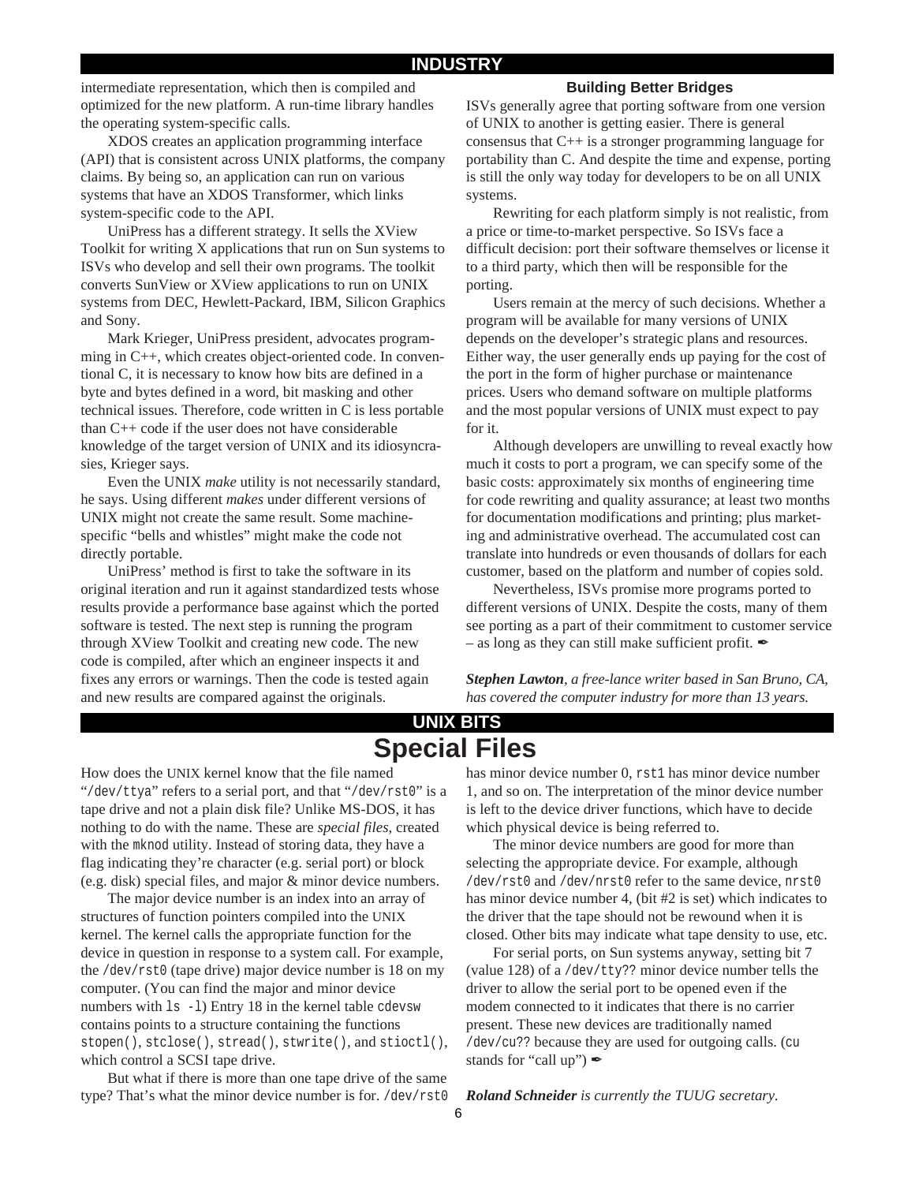intermediate representation, which then is compiled and optimized for the new platform. A run-time library handles the operating system-specific calls.

XDOS creates an application programming interface (API) that is consistent across UNIX platforms, the company claims. By being so, an application can run on various systems that have an XDOS Transformer, which links system-specific code to the API.

UniPress has a different strategy. It sells the XView Toolkit for writing X applications that run on Sun systems to ISVs who develop and sell their own programs. The toolkit converts SunView or XView applications to run on UNIX systems from DEC, Hewlett-Packard, IBM, Silicon Graphics and Sony.

Mark Krieger, UniPress president, advocates programming in C++, which creates object-oriented code. In conventional C, it is necessary to know how bits are defined in a byte and bytes defined in a word, bit masking and other technical issues. Therefore, code written in C is less portable than C++ code if the user does not have considerable knowledge of the target version of UNIX and its idiosyncrasies, Krieger says.

Even the UNIX *make* utility is not necessarily standard, he says. Using different *makes* under different versions of UNIX might not create the same result. Some machine-specific "bells and whistles" might make the code not directly portable.

UniPress' method is first to take the software in its original iteration and run it against standardized tests whose results provide a performance base against which the ported software is tested. The next step is running the program through XView Toolkit and creating new code. The new code is compiled, after which an engineer inspects it and fixes any errors or warnings. Then the code is tested again and new results are compared against the originals.

### Building Better Bridges

ISVs generally agree that porting software from one version of UNIX to another is getting easier. There is general consensus that C++ is a stronger programming language for portability than C. And despite the time and expense, porting is still the only way today for developers to be on all UNIX systems.

Rewriting for each platform simply is not realistic, from a price or time-to-market perspective. So ISVs face a difficult decision: port their software themselves or license it to a third party, which then will be responsible for the porting.

Users remain at the mercy of such decisions. Whether a program will be available for many versions of UNIX depends on the developer's strategic plans and resources. Either way, the user generally ends up paying for the cost of the port in the form of higher purchase or maintenance prices. Users who demand software on multiple platforms and the most popular versions of UNIX must expect to pay for it.

Although developers are unwilling to reveal exactly how much it costs to port a program, we can specify some of the basic costs: approximately six months of engineering time for code rewriting and quality assurance; at least two months for documentation modifications and printing; plus marketing and administrative overhead. The accumulated cost can translate into hundreds or even thousands of dollars for each customer, based on the platform and number of copies sold.

Nevertheless, ISVs promise more programs ported to different versions of UNIX. Despite the costs, many of them see porting as a part of their commitment to customer service – as long as they can still make sufficient profit. ✒

***Stephen Lawton**, a free-lance writer based in San Bruno, CA, has covered the computer industry for more than 13 years.*

## UNIX BITS

# Special Files

How does the UNIX kernel know that the file named "`/dev/ttya`" refers to a serial port, and that "`/dev/rst0`" is a tape drive and not a plain disk file? Unlike MS-DOS, it has nothing to do with the name. These are *special files*, created with the `mknod` utility. Instead of storing data, they have a flag indicating they're character (e.g. serial port) or block (e.g. disk) special files, and major & minor device numbers.

The major device number is an index into an array of structures of function pointers compiled into the UNIX kernel. The kernel calls the appropriate function for the device in question in response to a system call. For example, the `/dev/rst0` (tape drive) major device number is 18 on my computer. (You can find the major and minor device numbers with `ls -l`) Entry 18 in the kernel table `cdevsw` contains points to a structure containing the functions `stopen()`, `stclose()`, `stread()`, `stwrite()`, and `stioctl()`, which control a SCSI tape drive.

But what if there is more than one tape drive of the same type? That's what the minor device number is for. `/dev/rst0` has minor device number 0, `rst1` has minor device number 1, and so on. The interpretation of the minor device number is left to the device driver functions, which have to decide which physical device is being referred to.

The minor device numbers are good for more than selecting the appropriate device. For example, although `/dev/rst0` and `/dev/nrst0` refer to the same device, `nrst0` has minor device number 4, (bit #2 is set) which indicates to the driver that the tape should not be rewound when it is closed. Other bits may indicate what tape density to use, etc.

For serial ports, on Sun systems anyway, setting bit 7 (value 128) of a `/dev/tty??` minor device number tells the driver to allow the serial port to be opened even if the modem connected to it indicates that there is no carrier present. These new devices are traditionally named `/dev/cu??` because they are used for outgoing calls. (`cu` stands for "call up") ✒

***Roland Schneider** is currently the TUUG secretary.*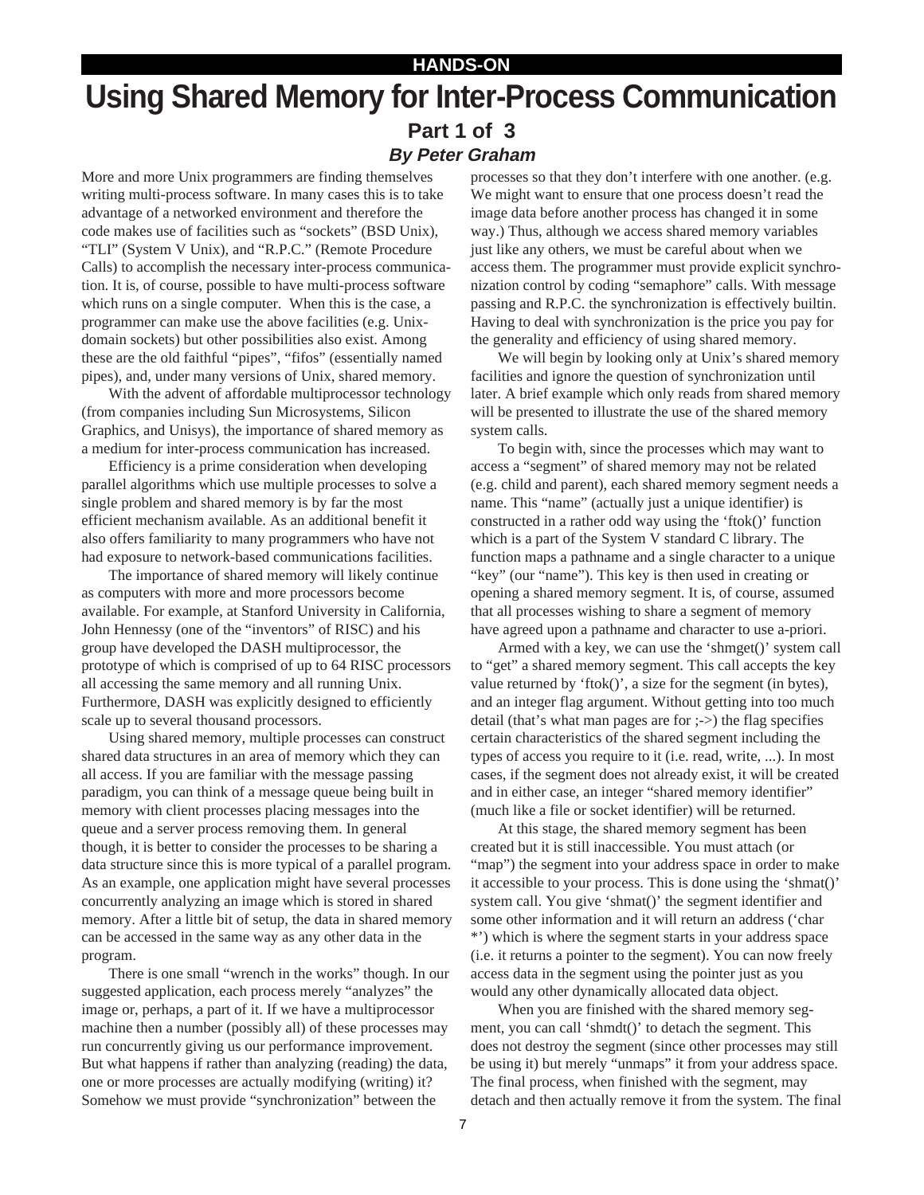**HANDS-ON**

# Using Shared Memory for Inter-Process Communication

## Part 1 of 3

***By Peter Graham***

More and more Unix programmers are finding themselves writing multi-process software. In many cases this is to take advantage of a networked environment and therefore the code makes use of facilities such as “sockets” (BSD Unix), “TLI” (System V Unix), and “R.P.C.” (Remote Procedure Calls) to accomplish the necessary inter-process communication. It is, of course, possible to have multi-process software which runs on a single computer. When this is the case, a programmer can make use the above facilities (e.g. Unix-domain sockets) but other possibilities also exist. Among these are the old faithful “pipes”, “fifos” (essentially named pipes), and, under many versions of Unix, shared memory.

With the advent of affordable multiprocessor technology (from companies including Sun Microsystems, Silicon Graphics, and Unisys), the importance of shared memory as a medium for inter-process communication has increased.

Efficiency is a prime consideration when developing parallel algorithms which use multiple processes to solve a single problem and shared memory is by far the most efficient mechanism available. As an additional benefit it also offers familiarity to many programmers who have not had exposure to network-based communications facilities.

The importance of shared memory will likely continue as computers with more and more processors become available. For example, at Stanford University in California, John Hennessy (one of the “inventors” of RISC) and his group have developed the DASH multiprocessor, the prototype of which is comprised of up to 64 RISC processors all accessing the same memory and all running Unix. Furthermore, DASH was explicitly designed to efficiently scale up to several thousand processors.

Using shared memory, multiple processes can construct shared data structures in an area of memory which they can all access. If you are familiar with the message passing paradigm, you can think of a message queue being built in memory with client processes placing messages into the queue and a server process removing them. In general though, it is better to consider the processes to be sharing a data structure since this is more typical of a parallel program. As an example, one application might have several processes concurrently analyzing an image which is stored in shared memory. After a little bit of setup, the data in shared memory can be accessed in the same way as any other data in the program.

There is one small “wrench in the works” though. In our suggested application, each process merely “analyzes” the image or, perhaps, a part of it. If we have a multiprocessor machine then a number (possibly all) of these processes may run concurrently giving us our performance improvement. But what happens if rather than analyzing (reading) the data, one or more processes are actually modifying (writing) it? Somehow we must provide “synchronization” between the processes so that they don’t interfere with one another. (e.g. We might want to ensure that one process doesn’t read the image data before another process has changed it in some way.) Thus, although we access shared memory variables just like any others, we must be careful about when we access them. The programmer must provide explicit synchronization control by coding “semaphore” calls. With message passing and R.P.C. the synchronization is effectively builtin. Having to deal with synchronization is the price you pay for the generality and efficiency of using shared memory.

We will begin by looking only at Unix’s shared memory facilities and ignore the question of synchronization until later. A brief example which only reads from shared memory will be presented to illustrate the use of the shared memory system calls.

To begin with, since the processes which may want to access a “segment” of shared memory may not be related (e.g. child and parent), each shared memory segment needs a name. This “name” (actually just a unique identifier) is constructed in a rather odd way using the ‘ftok()’ function which is a part of the System V standard C library. The function maps a pathname and a single character to a unique “key” (our “name”). This key is then used in creating or opening a shared memory segment. It is, of course, assumed that all processes wishing to share a segment of memory have agreed upon a pathname and character to use a-priori.

Armed with a key, we can use the ‘shmget()’ system call to “get” a shared memory segment. This call accepts the key value returned by ‘ftok()’, a size for the segment (in bytes), and an integer flag argument. Without getting into too much detail (that’s what man pages are for ;->) the flag specifies certain characteristics of the shared segment including the types of access you require to it (i.e. read, write, ...). In most cases, if the segment does not already exist, it will be created and in either case, an integer “shared memory identifier” (much like a file or socket identifier) will be returned.

At this stage, the shared memory segment has been created but it is still inaccessible. You must attach (or “map”) the segment into your address space in order to make it accessible to your process. This is done using the ‘shmat()’ system call. You give ‘shmat()’ the segment identifier and some other information and it will return an address (‘char *’) which is where the segment starts in your address space (i.e. it returns a pointer to the segment). You can now freely access data in the segment using the pointer just as you would any other dynamically allocated data object.

When you are finished with the shared memory segment, you can call ‘shmdt()’ to detach the segment. This does not destroy the segment (since other processes may still be using it) but merely “unmaps” it from your address space. The final process, when finished with the segment, may detach and then actually remove it from the system. The final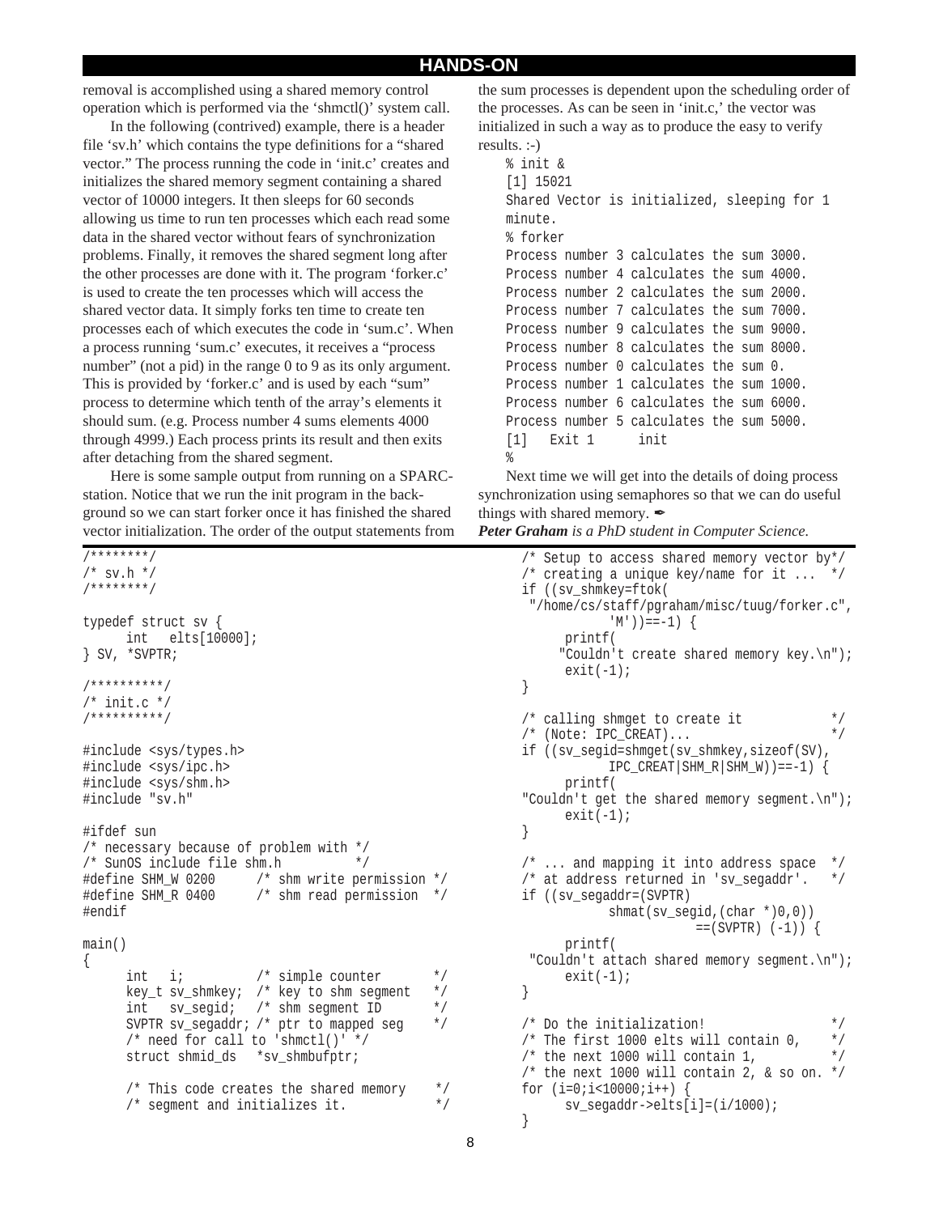removal is accomplished using a shared memory control operation which is performed via the 'shmctl()' system call.

In the following (contrived) example, there is a header file 'sv.h' which contains the type definitions for a "shared vector." The process running the code in 'init.c' creates and initializes the shared memory segment containing a shared vector of 10000 integers. It then sleeps for 60 seconds allowing us time to run ten processes which each read some data in the shared vector without fears of synchronization problems. Finally, it removes the shared segment long after the other processes are done with it. The program 'forker.c' is used to create the ten processes which will access the shared vector data. It simply forks ten time to create ten processes each of which executes the code in 'sum.c'. When a process running 'sum.c' executes, it receives a "process number" (not a pid) in the range 0 to 9 as its only argument. This is provided by 'forker.c' and is used by each "sum" process to determine which tenth of the array's elements it should sum. (e.g. Process number 4 sums elements 4000 through 4999.) Each process prints its result and then exits after detaching from the shared segment.

Here is some sample output from running on a SPARC-station. Notice that we run the init program in the background so we can start forker once it has finished the shared vector initialization. The order of the output statements from the sum processes is dependent upon the scheduling order of the processes. As can be seen in 'init.c,' the vector was initialized in such a way as to produce the easy to verify results. :-)

```
% init &
[1] 15021
Shared Vector is initialized, sleeping for 1
minute.
% forker
Process number 3 calculates the sum 3000.
Process number 4 calculates the sum 4000.
Process number 2 calculates the sum 2000.
Process number 7 calculates the sum 7000.
Process number 9 calculates the sum 9000.
Process number 8 calculates the sum 8000.
Process number 0 calculates the sum 0.
Process number 1 calculates the sum 1000.
Process number 6 calculates the sum 6000.
Process number 5 calculates the sum 5000.
[1]   Exit 1      init
%
```

Next time we will get into the details of doing process synchronization using semaphores so that we can do useful things with shared memory. ✒

***Peter Graham** is a PhD student in Computer Science.*

```
/********/
/* sv.h */
/********/

typedef struct sv {
      int   elts[10000];
} SV, *SVPTR;

/**********/
/* init.c */
/**********/

#include <sys/types.h>
#include <sys/ipc.h>
#include <sys/shm.h>
#include "sv.h"

#ifdef sun
/* necessary because of problem with */
/* SunOS include file shm.h          */
#define SHM_W 0200      /* shm write permission */
#define SHM_R 0400      /* shm read permission  */
#endif

main()
{
      int   i;          /* simple counter       */
      key_t sv_shmkey;  /* key to shm segment   */
      int   sv_segid;   /* shm segment ID       */
      SVPTR sv_segaddr; /* ptr to mapped seg    */
      /* need for call to 'shmctl()' */
      struct shmid_ds   *sv_shmbufptr;

      /* This code creates the shared memory    */
      /* segment and initializes it.            */

      /* Setup to access shared memory vector by*/
      /* creating a unique key/name for it ...  */
      if ((sv_shmkey=ftok(
       "/home/cs/staff/pgraham/misc/tuug/forker.c",
                'M'))==-1) {
            printf(
           "Couldn't create shared memory key.\n");
            exit(-1);
      }

      /* calling shmget to create it            */
      /* (Note: IPC_CREAT)...                   */
      if ((sv_segid=shmget(sv_shmkey,sizeof(SV),
                IPC_CREAT|SHM_R|SHM_W))==-1) {
            printf(
      "Couldn't get the shared memory segment.\n");
            exit(-1);
      }

      /* ... and mapping it into address space  */
      /* at address returned in 'sv_segaddr'.   */
      if ((sv_segaddr=(SVPTR)
                shmat(sv_segid,(char *)0,0))
                            ==(SVPTR) (-1)) {
            printf(
       "Couldn't attach shared memory segment.\n");
            exit(-1);
      }

      /* Do the initialization!                 */
      /* The first 1000 elts will contain 0,    */
      /* the next 1000 will contain 1,          */
      /* the next 1000 will contain 2, & so on. */
      for (i=0;i<10000;i++) {
            sv_segaddr->elts[i]=(i/1000);
      }
```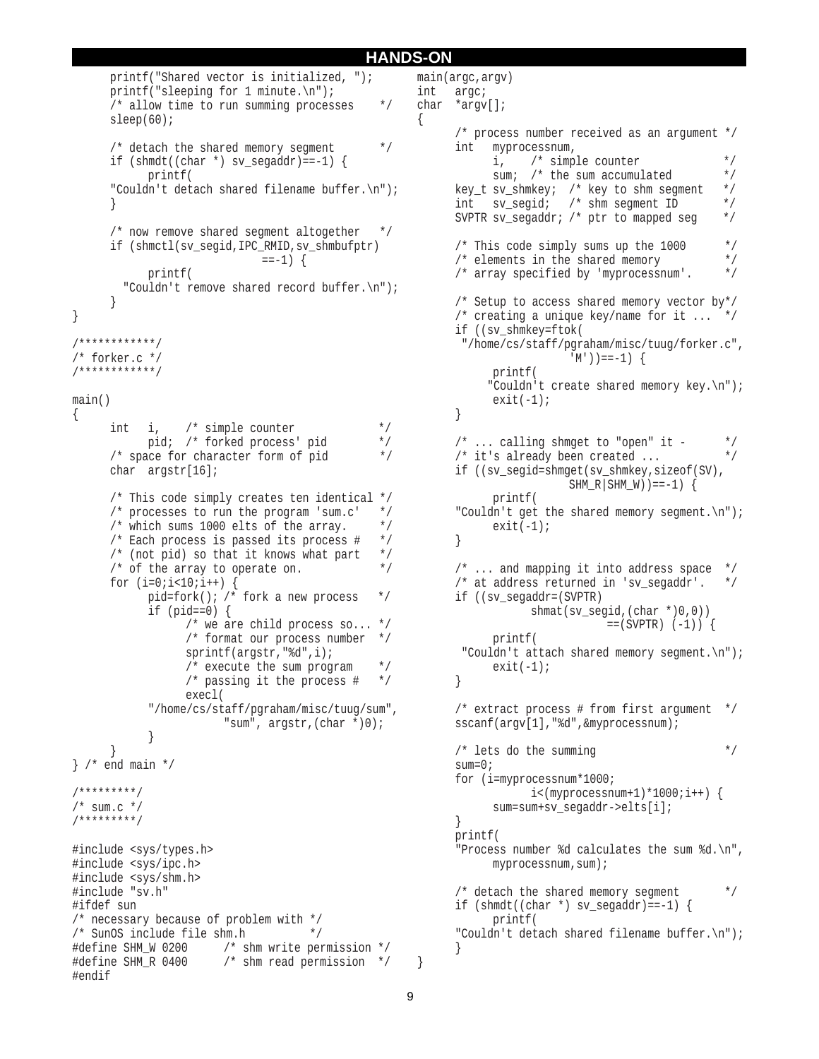```
      printf("Shared vector is initialized, ");
      printf("sleeping for 1 minute.\n");
      /* allow time to run summing processes    */
      sleep(60);

      /* detach the shared memory segment       */
      if (shmdt((char *) sv_segaddr)==-1) {
            printf(
      "Couldn't detach shared filename buffer.\n");
      }

      /* now remove shared segment altogether   */
      if (shmctl(sv_segid,IPC_RMID,sv_shmbufptr)
                          ==-1) {
            printf(
        "Couldn't remove shared record buffer.\n");
      }
}

/************/
/* forker.c */
/************/

main()
{
      int   i,    /* simple counter             */
            pid;  /* forked process' pid        */
      /* space for character form of pid        */
      char  argstr[16];

      /* This code simply creates ten identical */
      /* processes to run the program 'sum.c'   */
      /* which sums 1000 elts of the array.     */
      /* Each process is passed its process #   */
      /* (not pid) so that it knows what part   */
      /* of the array to operate on.            */
      for (i=0;i<10;i++) {
            pid=fork(); /* fork a new process   */
            if (pid==0) {
                  /* we are child process so... */
                  /* format our process number  */
                  sprintf(argstr,"%d",i);
                  /* execute the sum program    */
                  /* passing it the process #   */
                  execl(
            "/home/cs/staff/pgraham/misc/tuug/sum",
                        "sum", argstr,(char *)0);
            }
      }
} /* end main */

/*********/
/* sum.c */
/*********/

#include <sys/types.h>
#include <sys/ipc.h>
#include <sys/shm.h>
#include "sv.h"
#ifdef sun
/* necessary because of problem with */
/* SunOS include file shm.h          */
#define SHM_W 0200      /* shm write permission */
#define SHM_R 0400      /* shm read permission  */
#endif

main(argc,argv)
int   argc;
char  *argv[];
{
      /* process number received as an argument */
      int   myprocessnum,
            i,    /* simple counter             */
            sum;  /* the sum accumulated        */
      key_t sv_shmkey;  /* key to shm segment   */
      int   sv_segid;   /* shm segment ID       */
      SVPTR sv_segaddr; /* ptr to mapped seg    */

      /* This code simply sums up the 1000      */
      /* elements in the shared memory          */
      /* array specified by 'myprocessnum'.     */

      /* Setup to access shared memory vector by*/
      /* creating a unique key/name for it ...  */
      if ((sv_shmkey=ftok(
       "/home/cs/staff/pgraham/misc/tuug/forker.c",
                        'M'))==-1) {
            printf(
           "Couldn't create shared memory key.\n");
            exit(-1);
      }

      /* ... calling shmget to "open" it -      */
      /* it's already been created ...          */
      if ((sv_segid=shmget(sv_shmkey,sizeof(SV),
                        SHM_R|SHM_W))==-1) {
            printf(
      "Couldn't get the shared memory segment.\n");
            exit(-1);
      }

      /* ... and mapping it into address space  */
      /* at address returned in 'sv_segaddr'.   */
      if ((sv_segaddr=(SVPTR)
                  shmat(sv_segid,(char *)0,0))
                              ==(SVPTR) (-1)) {
            printf(
       "Couldn't attach shared memory segment.\n");
            exit(-1);
      }

      /* extract process # from first argument  */
      sscanf(argv[1],"%d",&myprocessnum);

      /* lets do the summing                    */
      sum=0;
      for (i=myprocessnum*1000;
                  i<(myprocessnum+1)*1000;i++) {
            sum=sum+sv_segaddr->elts[i];
      }
      printf(
      "Process number %d calculates the sum %d.\n",
            myprocessnum,sum);

      /* detach the shared memory segment       */
      if (shmdt((char *) sv_segaddr)==-1) {
            printf(
      "Couldn't detach shared filename buffer.\n");
      }
}
```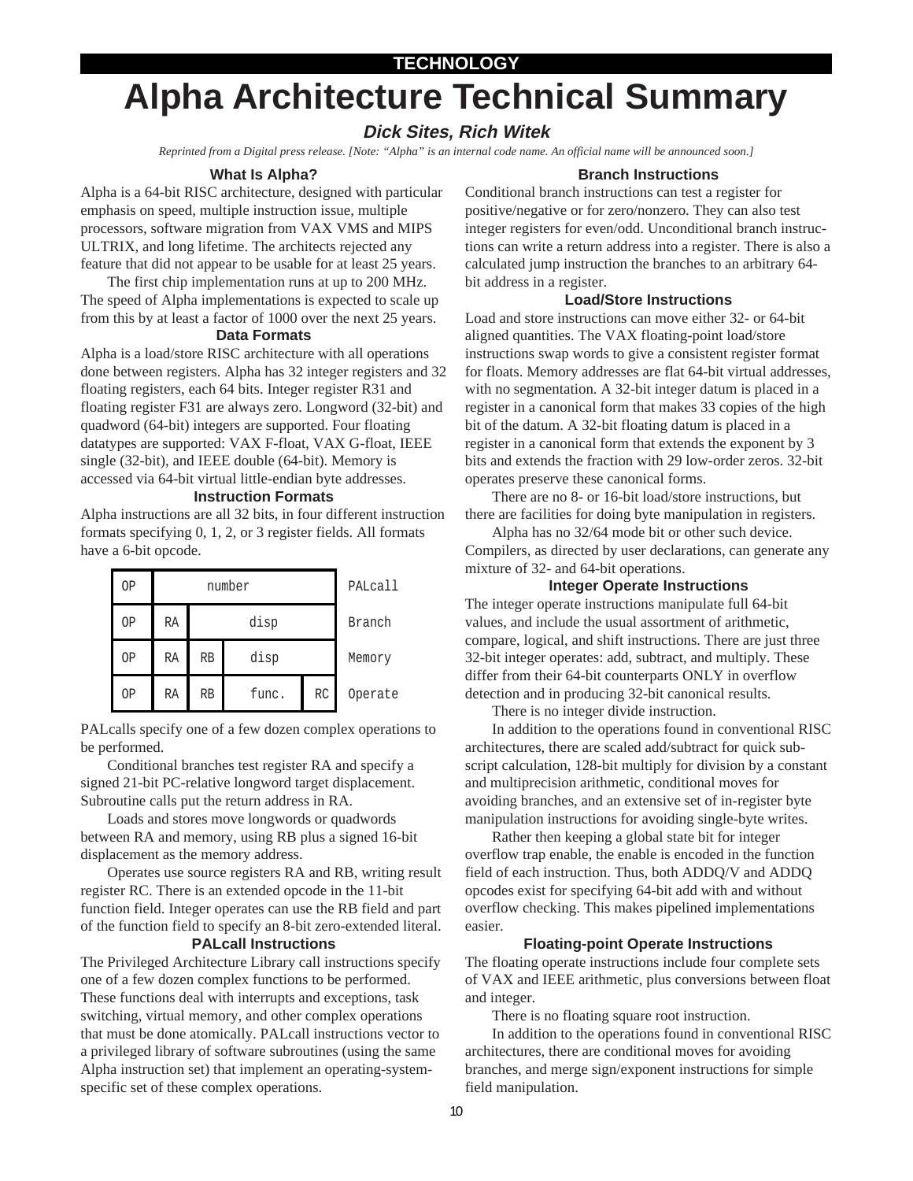**TECHNOLOGY**

# Alpha Architecture Technical Summary

### *Dick Sites, Rich Witek*

*Reprinted from a Digital press release. [Note: "Alpha" is an internal code name. An official name will be announced soon.]*

## What Is Alpha?

Alpha is a 64-bit RISC architecture, designed with particular emphasis on speed, multiple instruction issue, multiple processors, software migration from VAX VMS and MIPS ULTRIX, and long lifetime. The architects rejected any feature that did not appear to be usable for at least 25 years.

The first chip implementation runs at up to 200 MHz. The speed of Alpha implementations is expected to scale up from this by at least a factor of 1000 over the next 25 years.

## Data Formats

Alpha is a load/store RISC architecture with all operations done between registers. Alpha has 32 integer registers and 32 floating registers, each 64 bits. Integer register R31 and floating register F31 are always zero. Longword (32-bit) and quadword (64-bit) integers are supported. Four floating datatypes are supported: VAX F-float, VAX G-float, IEEE single (32-bit), and IEEE double (64-bit). Memory is accessed via 64-bit virtual little-endian byte addresses.

## Instruction Formats

Alpha instructions are all 32 bits, in four different instruction formats specifying 0, 1, 2, or 3 register fields. All formats have a 6-bit opcode.

| | | | | | |
|---|---|---|---|---|---|
| OP | number | | | | PALcall |
| OP | RA | disp | | | Branch |
| OP | RA | RB | disp | | Memory |
| OP | RA | RB | func. | RC | Operate |

PALcalls specify one of a few dozen complex operations to be performed.

Conditional branches test register RA and specify a signed 21-bit PC-relative longword target displacement. Subroutine calls put the return address in RA.

Loads and stores move longwords or quadwords between RA and memory, using RB plus a signed 16-bit displacement as the memory address.

Operates use source registers RA and RB, writing result register RC. There is an extended opcode in the 11-bit function field. Integer operates can use the RB field and part of the function field to specify an 8-bit zero-extended literal.

## PALcall Instructions

The Privileged Architecture Library call instructions specify one of a few dozen complex functions to be performed. These functions deal with interrupts and exceptions, task switching, virtual memory, and other complex operations that must be done atomically. PALcall instructions vector to a privileged library of software subroutines (using the same Alpha instruction set) that implement an operating-system-specific set of these complex operations.

## Branch Instructions

Conditional branch instructions can test a register for positive/negative or for zero/nonzero. They can also test integer registers for even/odd. Unconditional branch instructions can write a return address into a register. There is also a calculated jump instruction the branches to an arbitrary 64-bit address in a register.

## Load/Store Instructions

Load and store instructions can move either 32- or 64-bit aligned quantities. The VAX floating-point load/store instructions swap words to give a consistent register format for floats. Memory addresses are flat 64-bit virtual addresses, with no segmentation. A 32-bit integer datum is placed in a register in a canonical form that makes 33 copies of the high bit of the datum. A 32-bit floating datum is placed in a register in a canonical form that extends the exponent by 3 bits and extends the fraction with 29 low-order zeros. 32-bit operates preserve these canonical forms.

There are no 8- or 16-bit load/store instructions, but there are facilities for doing byte manipulation in registers.

Alpha has no 32/64 mode bit or other such device. Compilers, as directed by user declarations, can generate any mixture of 32- and 64-bit operations.

## Integer Operate Instructions

The integer operate instructions manipulate full 64-bit values, and include the usual assortment of arithmetic, compare, logical, and shift instructions. There are just three 32-bit integer operates: add, subtract, and multiply. These differ from their 64-bit counterparts ONLY in overflow detection and in producing 32-bit canonical results.

There is no integer divide instruction.

In addition to the operations found in conventional RISC architectures, there are scaled add/subtract for quick subscript calculation, 128-bit multiply for division by a constant and multiprecision arithmetic, conditional moves for avoiding branches, and an extensive set of in-register byte manipulation instructions for avoiding single-byte writes.

Rather then keeping a global state bit for integer overflow trap enable, the enable is encoded in the function field of each instruction. Thus, both ADDQ/V and ADDQ opcodes exist for specifying 64-bit add with and without overflow checking. This makes pipelined implementations easier.

## Floating-point Operate Instructions

The floating operate instructions include four complete sets of VAX and IEEE arithmetic, plus conversions between float and integer.

There is no floating square root instruction.

In addition to the operations found in conventional RISC architectures, there are conditional moves for avoiding branches, and merge sign/exponent instructions for simple field manipulation.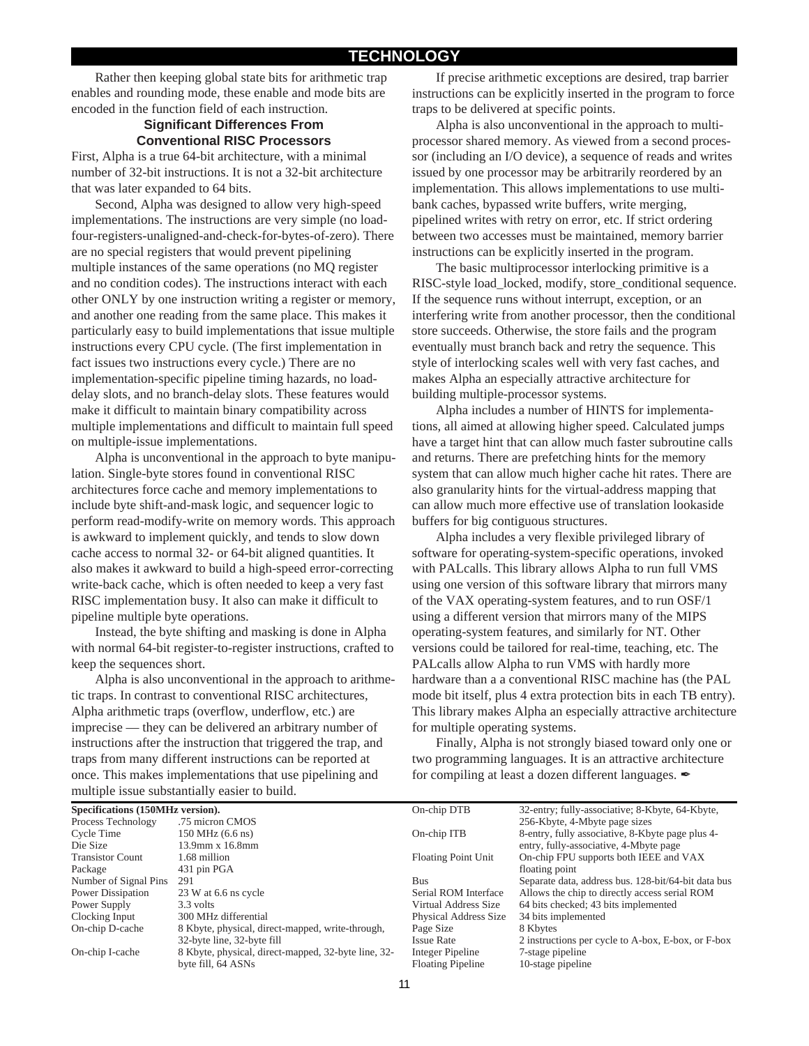# TECHNOLOGY

Rather then keeping global state bits for arithmetic trap enables and rounding mode, these enable and mode bits are encoded in the function field of each instruction.

### Significant Differences From Conventional RISC Processors

First, Alpha is a true 64-bit architecture, with a minimal number of 32-bit instructions. It is not a 32-bit architecture that was later expanded to 64 bits.

Second, Alpha was designed to allow very high-speed implementations. The instructions are very simple (no load-four-registers-unaligned-and-check-for-bytes-of-zero). There are no special registers that would prevent pipelining multiple instances of the same operations (no MQ register and no condition codes). The instructions interact with each other ONLY by one instruction writing a register or memory, and another one reading from the same place. This makes it particularly easy to build implementations that issue multiple instructions every CPU cycle. (The first implementation in fact issues two instructions every cycle.) There are no implementation-specific pipeline timing hazards, no load-delay slots, and no branch-delay slots. These features would make it difficult to maintain binary compatibility across multiple implementations and difficult to maintain full speed on multiple-issue implementations.

Alpha is unconventional in the approach to byte manipulation. Single-byte stores found in conventional RISC architectures force cache and memory implementations to include byte shift-and-mask logic, and sequencer logic to perform read-modify-write on memory words. This approach is awkward to implement quickly, and tends to slow down cache access to normal 32- or 64-bit aligned quantities. It also makes it awkward to build a high-speed error-correcting write-back cache, which is often needed to keep a very fast RISC implementation busy. It also can make it difficult to pipeline multiple byte operations.

Instead, the byte shifting and masking is done in Alpha with normal 64-bit register-to-register instructions, crafted to keep the sequences short.

Alpha is also unconventional in the approach to arithmetic traps. In contrast to conventional RISC architectures, Alpha arithmetic traps (overflow, underflow, etc.) are imprecise — they can be delivered an arbitrary number of instructions after the instruction that triggered the trap, and traps from many different instructions can be reported at once. This makes implementations that use pipelining and multiple issue substantially easier to build.

If precise arithmetic exceptions are desired, trap barrier instructions can be explicitly inserted in the program to force traps to be delivered at specific points.

Alpha is also unconventional in the approach to multiprocessor shared memory. As viewed from a second processor (including an I/O device), a sequence of reads and writes issued by one processor may be arbitrarily reordered by an implementation. This allows implementations to use multibank caches, bypassed write buffers, write merging, pipelined writes with retry on error, etc. If strict ordering between two accesses must be maintained, memory barrier instructions can be explicitly inserted in the program.

The basic multiprocessor interlocking primitive is a RISC-style load_locked, modify, store_conditional sequence. If the sequence runs without interrupt, exception, or an interfering write from another processor, then the conditional store succeeds. Otherwise, the store fails and the program eventually must branch back and retry the sequence. This style of interlocking scales well with very fast caches, and makes Alpha an especially attractive architecture for building multiple-processor systems.

Alpha includes a number of HINTS for implementations, all aimed at allowing higher speed. Calculated jumps have a target hint that can allow much faster subroutine calls and returns. There are prefetching hints for the memory system that can allow much higher cache hit rates. There are also granularity hints for the virtual-address mapping that can allow much more effective use of translation lookaside buffers for big contiguous structures.

Alpha includes a very flexible privileged library of software for operating-system-specific operations, invoked with PALcalls. This library allows Alpha to run full VMS using one version of this software library that mirrors many of the VAX operating-system features, and to run OSF/1 using a different version that mirrors many of the MIPS operating-system features, and similarly for NT. Other versions could be tailored for real-time, teaching, etc. The PALcalls allow Alpha to run VMS with hardly more hardware than a a conventional RISC machine has (the PAL mode bit itself, plus 4 extra protection bits in each TB entry). This library makes Alpha an especially attractive architecture for multiple operating systems.

Finally, Alpha is not strongly biased toward only one or two programming languages. It is an attractive architecture for compiling at least a dozen different languages. ✒

| **Specifications (150MHz version).** | |
|---|---|
| Process Technology | .75 micron CMOS |
| Cycle Time | 150 MHz (6.6 ns) |
| Die Size | 13.9mm x 16.8mm |
| Transistor Count | 1.68 million |
| Package | 431 pin PGA |
| Number of Signal Pins | 291 |
| Power Dissipation | 23 W at 6.6 ns cycle |
| Power Supply | 3.3 volts |
| Clocking Input | 300 MHz differential |
| On-chip D-cache | 8 Kbyte, physical, direct-mapped, write-through, 32-byte line, 32-byte fill |
| On-chip I-cache | 8 Kbyte, physical, direct-mapped, 32-byte line, 32-byte fill, 64 ASNs |
| On-chip DTB | 32-entry; fully-associative; 8-Kbyte, 64-Kbyte, 256-Kbyte, 4-Mbyte page sizes |
| On-chip ITB | 8-entry, fully associative, 8-Kbyte page plus 4-entry, fully-associative, 4-Mbyte page |
| Floating Point Unit | On-chip FPU supports both IEEE and VAX floating point |
| Bus | Separate data, address bus. 128-bit/64-bit data bus |
| Serial ROM Interface | Allows the chip to directly access serial ROM |
| Virtual Address Size | 64 bits checked; 43 bits implemented |
| Physical Address Size | 34 bits implemented |
| Page Size | 8 Kbytes |
| Issue Rate | 2 instructions per cycle to A-box, E-box, or F-box |
| Integer Pipeline | 7-stage pipeline |
| Floating Pipeline | 10-stage pipeline |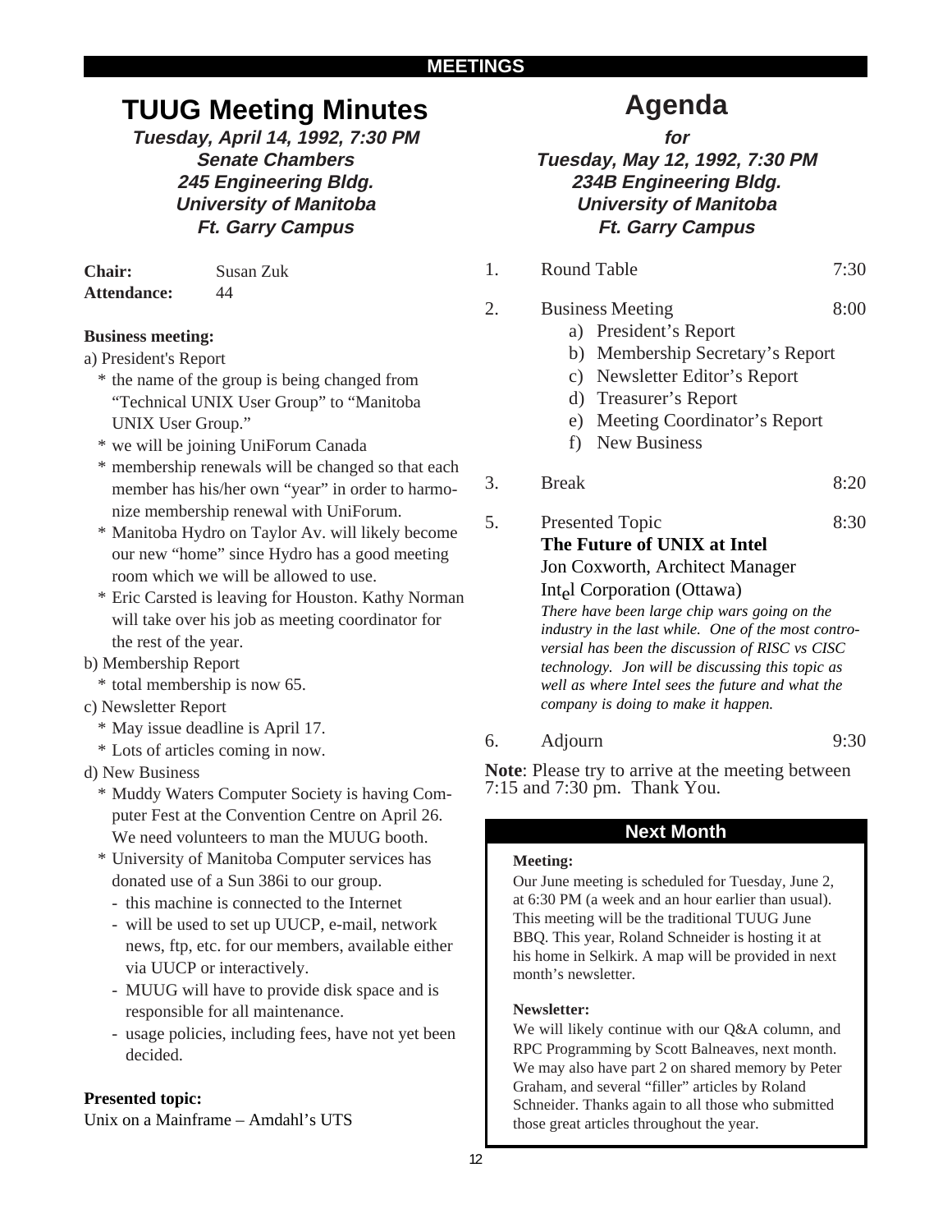MEETINGS

# TUUG Meeting Minutes

***Tuesday, April 14, 1992, 7:30 PM***
***Senate Chambers***
***245 Engineering Bldg.***
***University of Manitoba***
***Ft. Garry Campus***

**Chair:** Susan Zuk
**Attendance:** 44

**Business meeting:**

a) President's Report
  * the name of the group is being changed from "Technical UNIX User Group" to "Manitoba UNIX User Group."
  * we will be joining UniForum Canada
  * membership renewals will be changed so that each member has his/her own "year" in order to harmonize membership renewal with UniForum.
  * Manitoba Hydro on Taylor Av. will likely become our new "home" since Hydro has a good meeting room which we will be allowed to use.
  * Eric Carsted is leaving for Houston. Kathy Norman will take over his job as meeting coordinator for the rest of the year.

b) Membership Report
  * total membership is now 65.

c) Newsletter Report
  * May issue deadline is April 17.
  * Lots of articles coming in now.

d) New Business
  * Muddy Waters Computer Society is having Computer Fest at the Convention Centre on April 26. We need volunteers to man the MUUG booth.
  * University of Manitoba Computer services has donated use of a Sun 386i to our group.
    - this machine is connected to the Internet
    - will be used to set up UUCP, e-mail, network news, ftp, etc. for our members, available either via UUCP or interactively.
    - MUUG will have to provide disk space and is responsible for all maintenance.
    - usage policies, including fees, have not yet been decided.

**Presented topic:**
Unix on a Mainframe – Amdahl's UTS

# Agenda

***for***
***Tuesday, May 12, 1992, 7:30 PM***
***234B Engineering Bldg.***
***University of Manitoba***
***Ft. Garry Campus***

1. Round Table — 7:30

2. Business Meeting — 8:00
   a) President's Report
   b) Membership Secretary's Report
   c) Newsletter Editor's Report
   d) Treasurer's Report
   e) Meeting Coordinator's Report
   f) New Business

3. Break — 8:20

5. Presented Topic — 8:30
   **The Future of UNIX at Intel**
   Jon Coxworth, Architect Manager
   Intel Corporation (Ottawa)
   *There have been large chip wars going on the industry in the last while. One of the most controversial has been the discussion of RISC vs CISC technology. Jon will be discussing this topic as well as where Intel sees the future and what the company is doing to make it happen.*

6. Adjourn — 9:30

**Note**: Please try to arrive at the meeting between 7:15 and 7:30 pm. Thank You.

## Next Month

**Meeting:**
Our June meeting is scheduled for Tuesday, June 2, at 6:30 PM (a week and an hour earlier than usual). This meeting will be the traditional TUUG June BBQ. This year, Roland Schneider is hosting it at his home in Selkirk. A map will be provided in next month's newsletter.

**Newsletter:**
We will likely continue with our Q&A column, and RPC Programming by Scott Balneaves, next month. We may also have part 2 on shared memory by Peter Graham, and several "filler" articles by Roland Schneider. Thanks again to all those who submitted those great articles throughout the year.